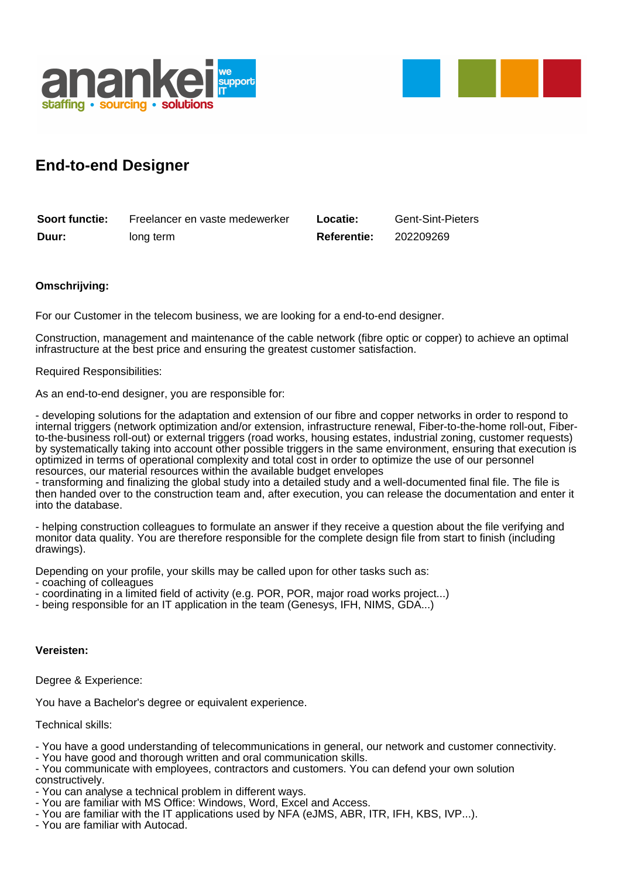# End-to-end Designer

| | | | |
|---|---|---|---|
| **Soort functie:** | Freelancer en vaste medewerker | **Locatie:** | Gent-Sint-Pieters |
| **Duur:** | long term | **Referentie:** | 202209269 |

**Omschrijving:**

For our Customer in the telecom business, we are looking for a end-to-end designer.

Construction, management and maintenance of the cable network (fibre optic or copper) to achieve an optimal infrastructure at the best price and ensuring the greatest customer satisfaction.

Required Responsibilities:

As an end-to-end designer, you are responsible for:

- developing solutions for the adaptation and extension of our fibre and copper networks in order to respond to internal triggers (network optimization and/or extension, infrastructure renewal, Fiber-to-the-home roll-out, Fiber-to-the-business roll-out) or external triggers (road works, housing estates, industrial zoning, customer requests) by systematically taking into account other possible triggers in the same environment, ensuring that execution is optimized in terms of operational complexity and total cost in order to optimize the use of our personnel resources, our material resources within the available budget envelopes
- transforming and finalizing the global study into a detailed study and a well-documented final file. The file is then handed over to the construction team and, after execution, you can release the documentation and enter it into the database.

- helping construction colleagues to formulate an answer if they receive a question about the file verifying and monitor data quality. You are therefore responsible for the complete design file from start to finish (including drawings).

Depending on your profile, your skills may be called upon for other tasks such as:
- coaching of colleagues
- coordinating in a limited field of activity (e.g. POR, POR, major road works project...)
- being responsible for an IT application in the team (Genesys, IFH, NIMS, GDA...)

**Vereisten:**

Degree & Experience:

You have a Bachelor's degree or equivalent experience.

Technical skills:

- You have a good understanding of telecommunications in general, our network and customer connectivity.
- You have good and thorough written and oral communication skills.
- You communicate with employees, contractors and customers. You can defend your own solution constructively.
- You can analyse a technical problem in different ways.
- You are familiar with MS Office: Windows, Word, Excel and Access.
- You are familiar with the IT applications used by NFA (eJMS, ABR, ITR, IFH, KBS, IVP...).
- You are familiar with Autocad.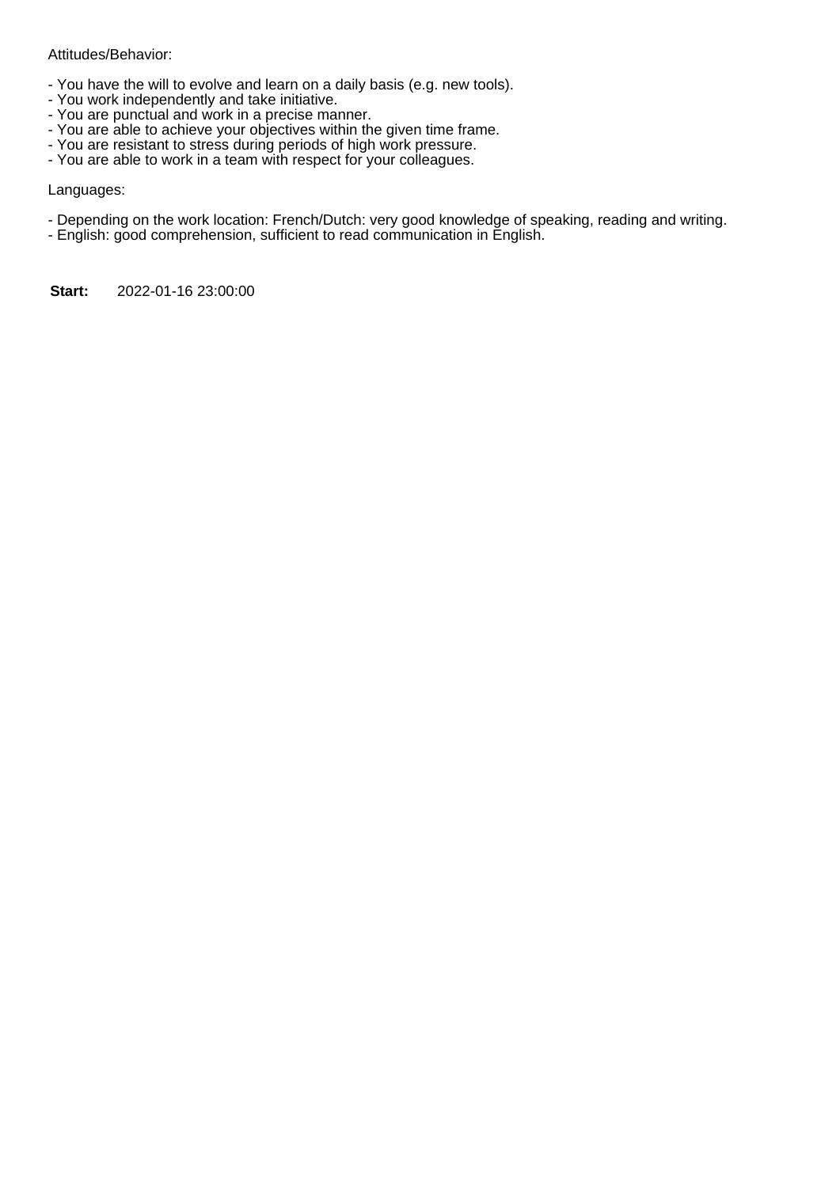Attitudes/Behavior:

- You have the will to evolve and learn on a daily basis (e.g. new tools).
- You work independently and take initiative.
- You are punctual and work in a precise manner.
- You are able to achieve your objectives within the given time frame.
- You are resistant to stress during periods of high work pressure.
- You are able to work in a team with respect for your colleagues.

Languages:

- Depending on the work location: French/Dutch: very good knowledge of speaking, reading and writing.
- English: good comprehension, sufficient to read communication in English.

**Start:** 2022-01-16 23:00:00